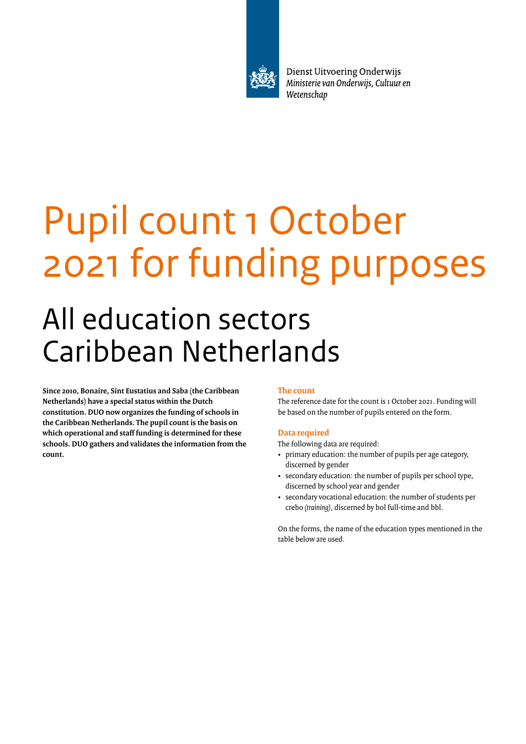Dienst Uitvoering Onderwijs
*Ministerie van Onderwijs, Cultuur en Wetenschap*

# Pupil count 1 October 2021 for funding purposes

## All education sectors Caribbean Netherlands

**Since 2010, Bonaire, Sint Eustatius and Saba (the Caribbean Netherlands) have a special status within the Dutch constitution. DUO now organizes the funding of schools in the Caribbean Netherlands. The pupil count is the basis on which operational and staff funding is determined for these schools. DUO gathers and validates the information from the count.**

### The count

The reference date for the count is 1 October 2021. Funding will be based on the number of pupils entered on the form.

### Data required

The following data are required:

- primary education: the number of pupils per age category, discerned by gender
- secondary education: the number of pupils per school type, discerned by school year and gender
- secondary vocational education: the number of students per crebo *(training)*, discerned by bol full-time and bbl.

On the forms, the name of the education types mentioned in the table below are used.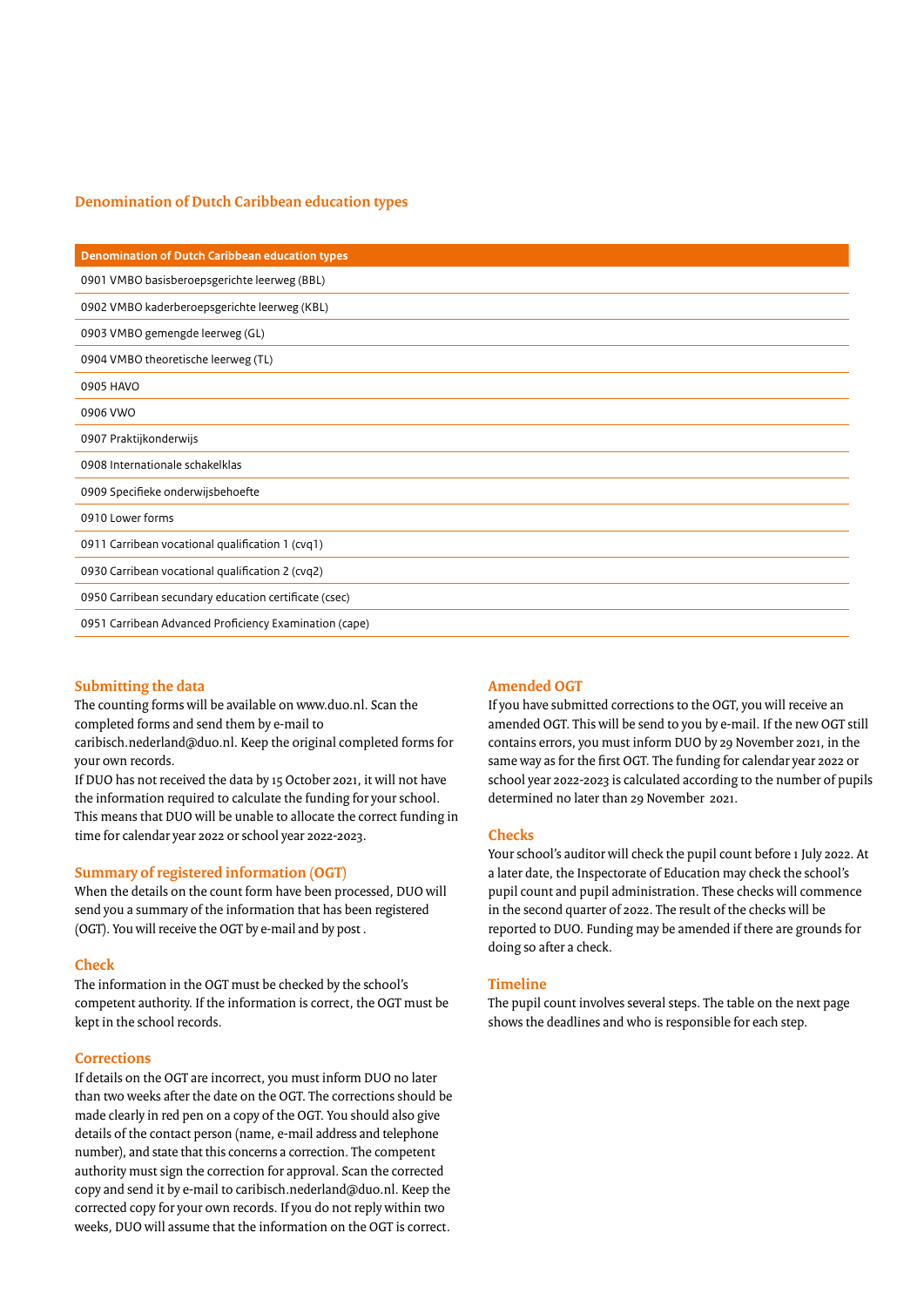## Denomination of Dutch Caribbean education types

| Denomination of Dutch Caribbean education types |
|---|
| 0901 VMBO basisberoepsgerichte leerweg (BBL) |
| 0902 VMBO kaderberoepsgerichte leerweg (KBL) |
| 0903 VMBO gemengde leerweg (GL) |
| 0904 VMBO theoretische leerweg (TL) |
| 0905 HAVO |
| 0906 VWO |
| 0907 Praktijkonderwijs |
| 0908 Internationale schakelklas |
| 0909 Specifieke onderwijsbehoefte |
| 0910 Lower forms |
| 0911 Carribean vocational qualification 1 (cvq1) |
| 0930 Carribean vocational qualification 2 (cvq2) |
| 0950 Carribean secundary education certificate (csec) |
| 0951 Carribean Advanced Proficiency Examination (cape) |

### Submitting the data

The counting forms will be available on www.duo.nl. Scan the completed forms and send them by e-mail to caribisch.nederland@duo.nl. Keep the original completed forms for your own records.
If DUO has not received the data by 15 October 2021, it will not have the information required to calculate the funding for your school. This means that DUO will be unable to allocate the correct funding in time for calendar year 2022 or school year 2022-2023.

### Summary of registered information (OGT)

When the details on the count form have been processed, DUO will send you a summary of the information that has been registered (OGT). You will receive the OGT by e-mail and by post .

### Check

The information in the OGT must be checked by the school's competent authority. If the information is correct, the OGT must be kept in the school records.

### Corrections

If details on the OGT are incorrect, you must inform DUO no later than two weeks after the date on the OGT. The corrections should be made clearly in red pen on a copy of the OGT. You should also give details of the contact person (name, e-mail address and telephone number), and state that this concerns a correction. The competent authority must sign the correction for approval. Scan the corrected copy and send it by e-mail to caribisch.nederland@duo.nl. Keep the corrected copy for your own records. If you do not reply within two weeks, DUO will assume that the information on the OGT is correct.

### Amended OGT

If you have submitted corrections to the OGT, you will receive an amended OGT. This will be send to you by e-mail. If the new OGT still contains errors, you must inform DUO by 29 November 2021, in the same way as for the first OGT. The funding for calendar year 2022 or school year 2022-2023 is calculated according to the number of pupils determined no later than 29 November 2021.

### Checks

Your school's auditor will check the pupil count before 1 July 2022. At a later date, the Inspectorate of Education may check the school's pupil count and pupil administration. These checks will commence in the second quarter of 2022. The result of the checks will be reported to DUO. Funding may be amended if there are grounds for doing so after a check.

### Timeline

The pupil count involves several steps. The table on the next page shows the deadlines and who is responsible for each step.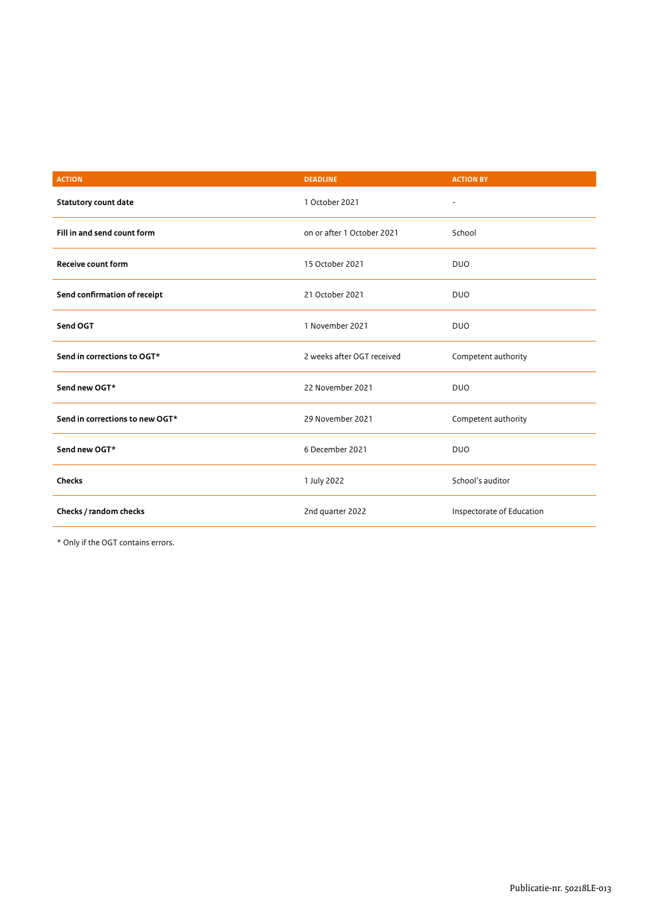| ACTION | DEADLINE | ACTION BY |
| --- | --- | --- |
| **Statutory count date** | 1 October 2021 | - |
| **Fill in and send count form** | on or after 1 October 2021 | School |
| **Receive count form** | 15 October 2021 | DUO |
| **Send confirmation of receipt** | 21 October 2021 | DUO |
| **Send OGT** | 1 November 2021 | DUO |
| **Send in corrections to OGT*** | 2 weeks after OGT received | Competent authority |
| **Send new OGT*** | 22 November 2021 | DUO |
| **Send in corrections to new OGT*** | 29 November 2021 | Competent authority |
| **Send new OGT*** | 6 December 2021 | DUO |
| **Checks** | 1 July 2022 | School's auditor |
| **Checks / random checks** | 2nd quarter 2022 | Inspectorate of Education |

* Only if the OGT contains errors.

Publicatie-nr. 50218LE-013